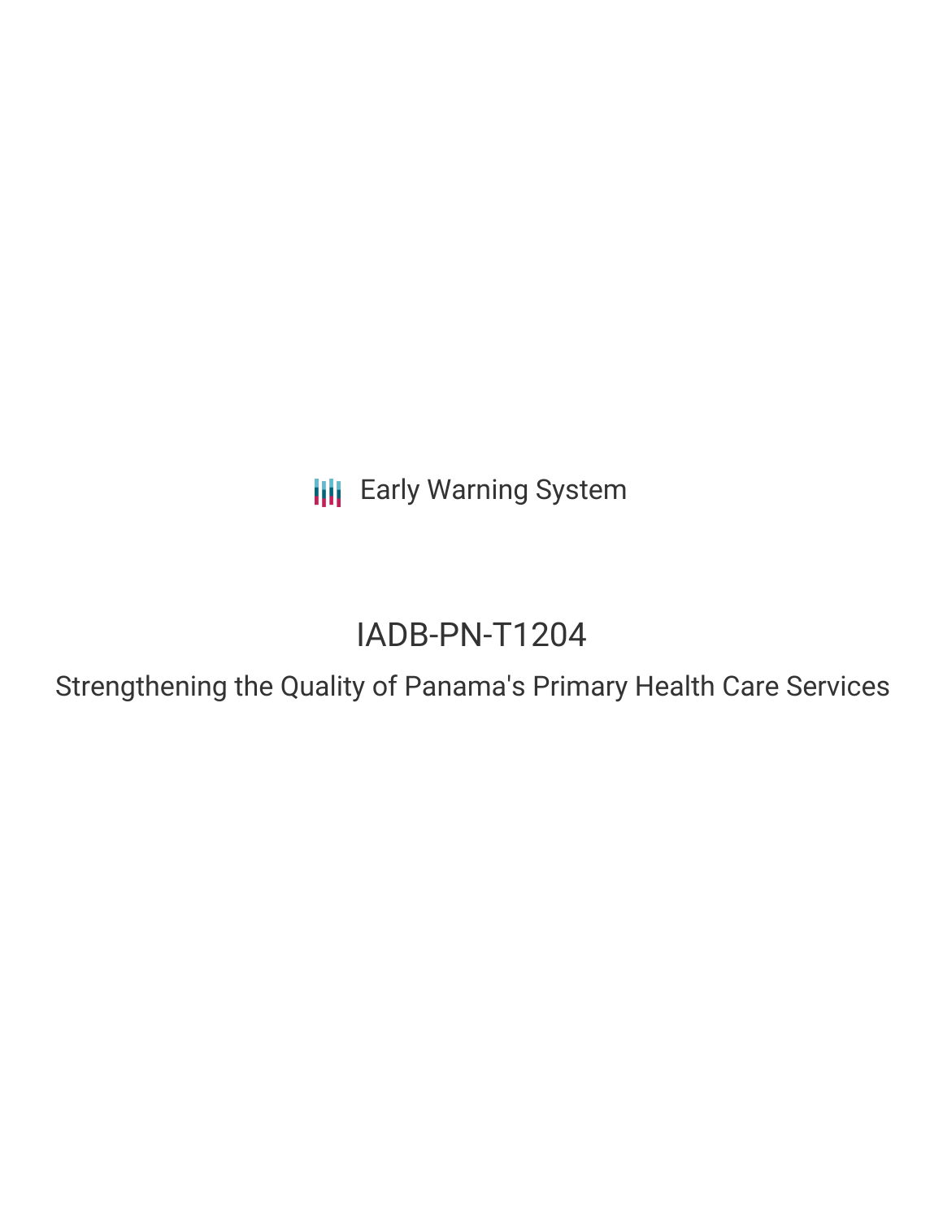Early Warning System

# IADB-PN-T1204

## Strengthening the Quality of Panama's Primary Health Care Services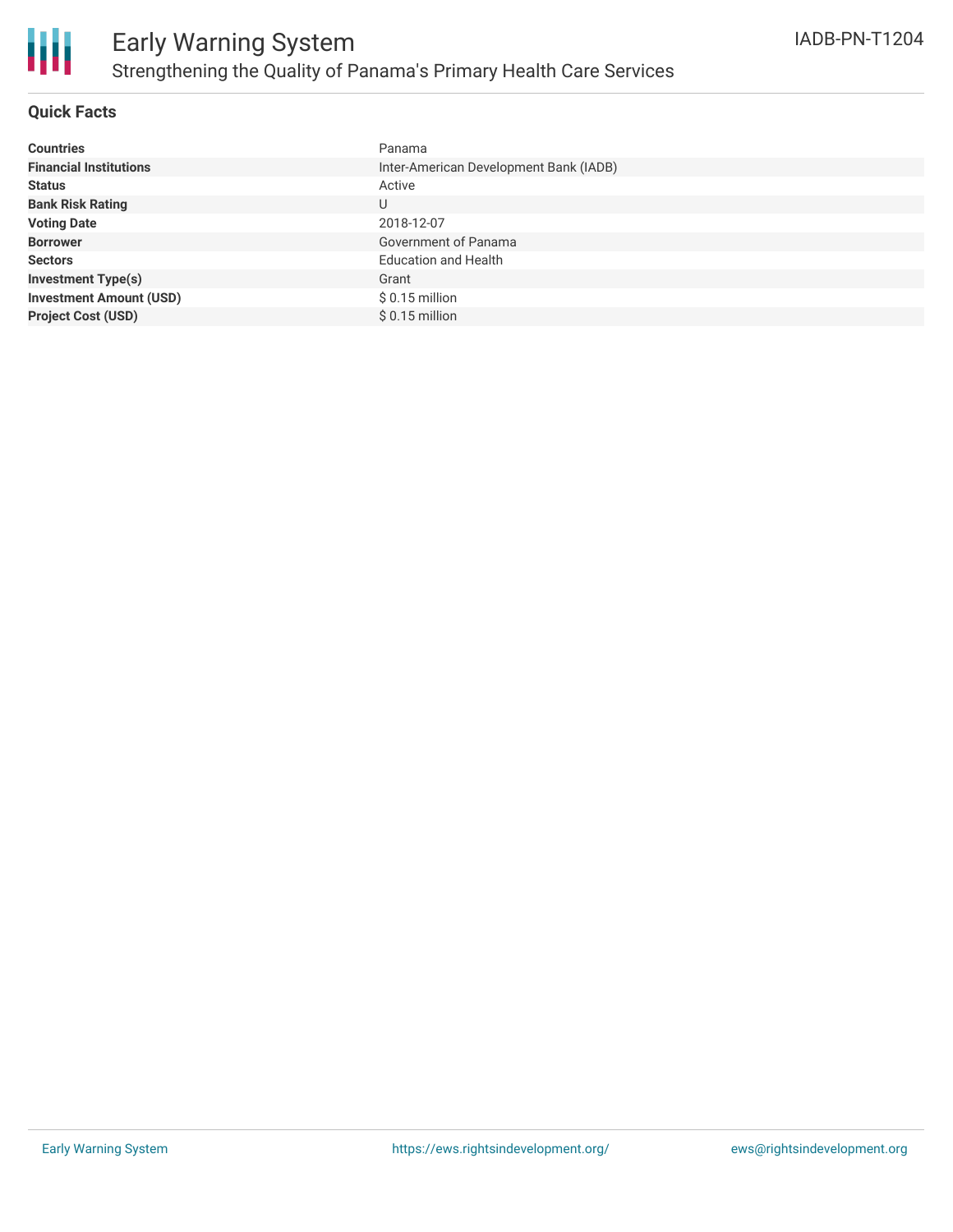# Early Warning System

## Strengthening the Quality of Panama's Primary Health Care Services

IADB-PN-T1204

### Quick Facts

| | |
|---|---|
| **Countries** | Panama |
| **Financial Institutions** | Inter-American Development Bank (IADB) |
| **Status** | Active |
| **Bank Risk Rating** | U |
| **Voting Date** | 2018-12-07 |
| **Borrower** | Government of Panama |
| **Sectors** | Education and Health |
| **Investment Type(s)** | Grant |
| **Investment Amount (USD)** | $ 0.15 million |
| **Project Cost (USD)** | $ 0.15 million |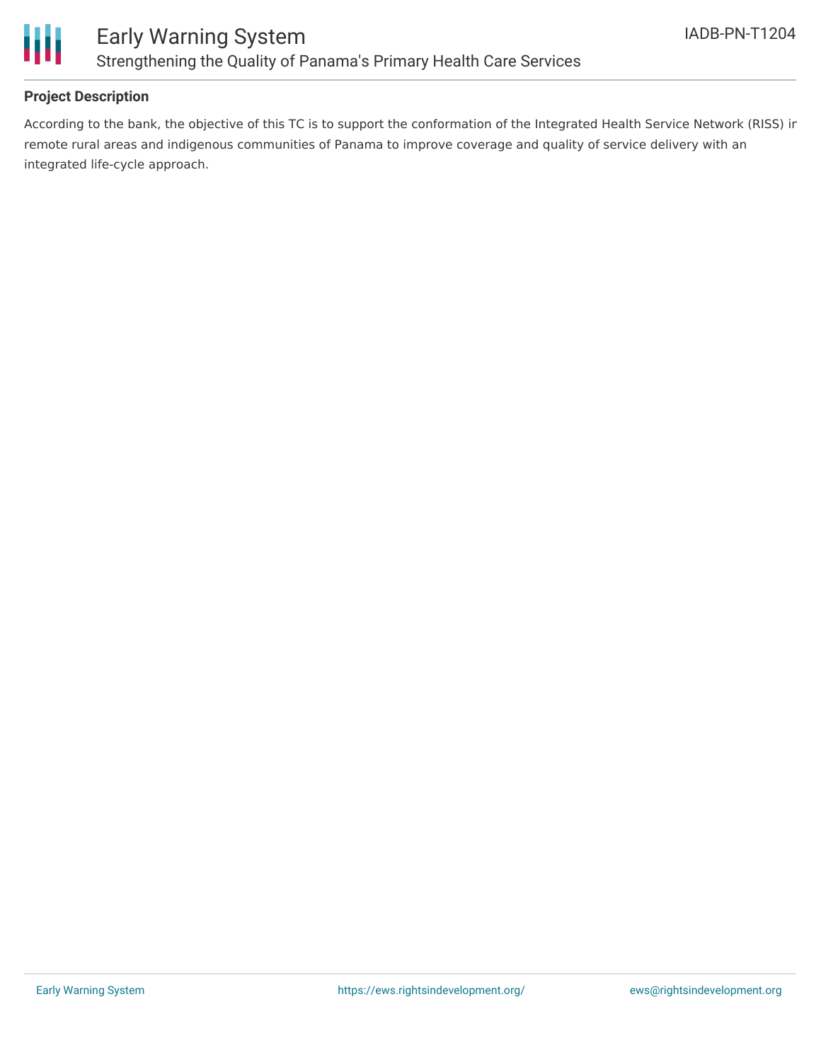## Project Description

According to the bank, the objective of this TC is to support the conformation of the Integrated Health Service Network (RISS) in remote rural areas and indigenous communities of Panama to improve coverage and quality of service delivery with an integrated life-cycle approach.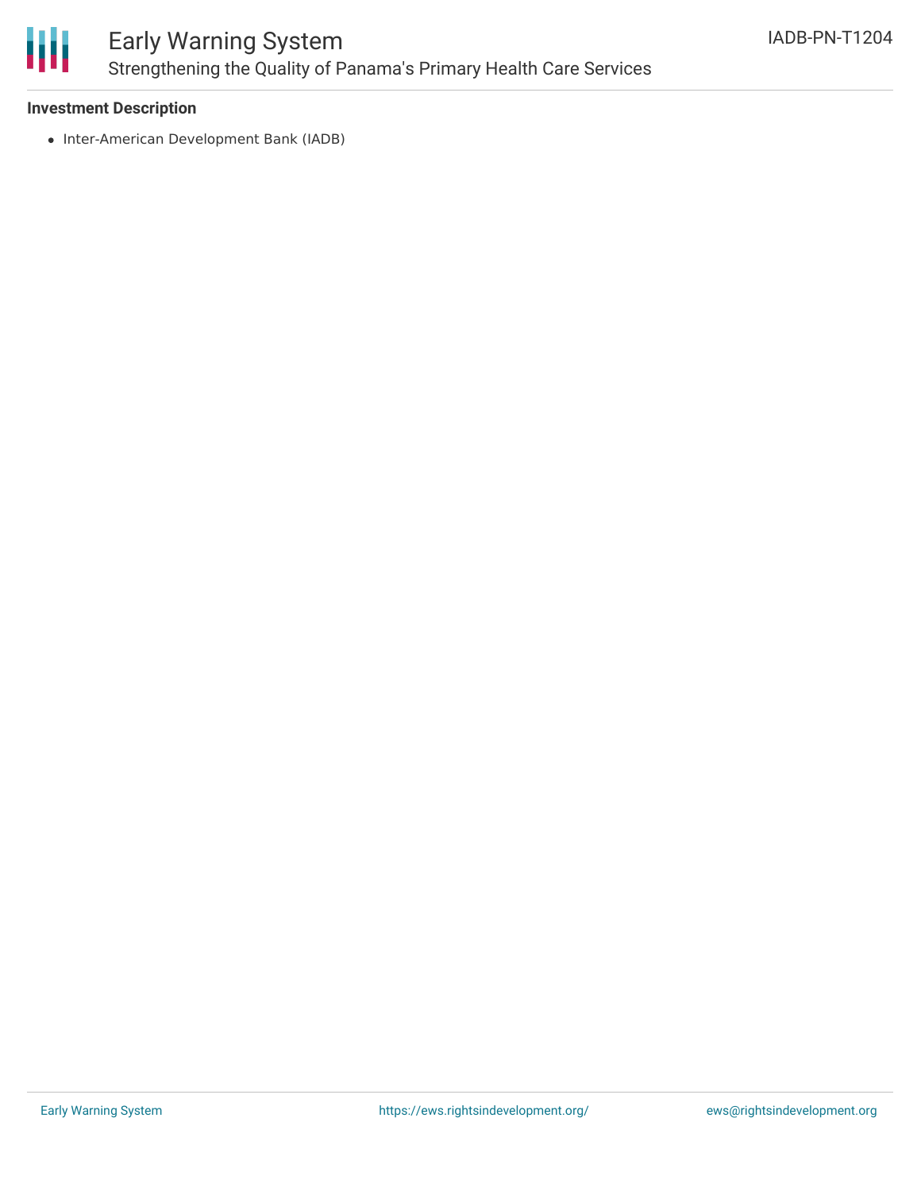### Investment Description

- Inter-American Development Bank (IADB)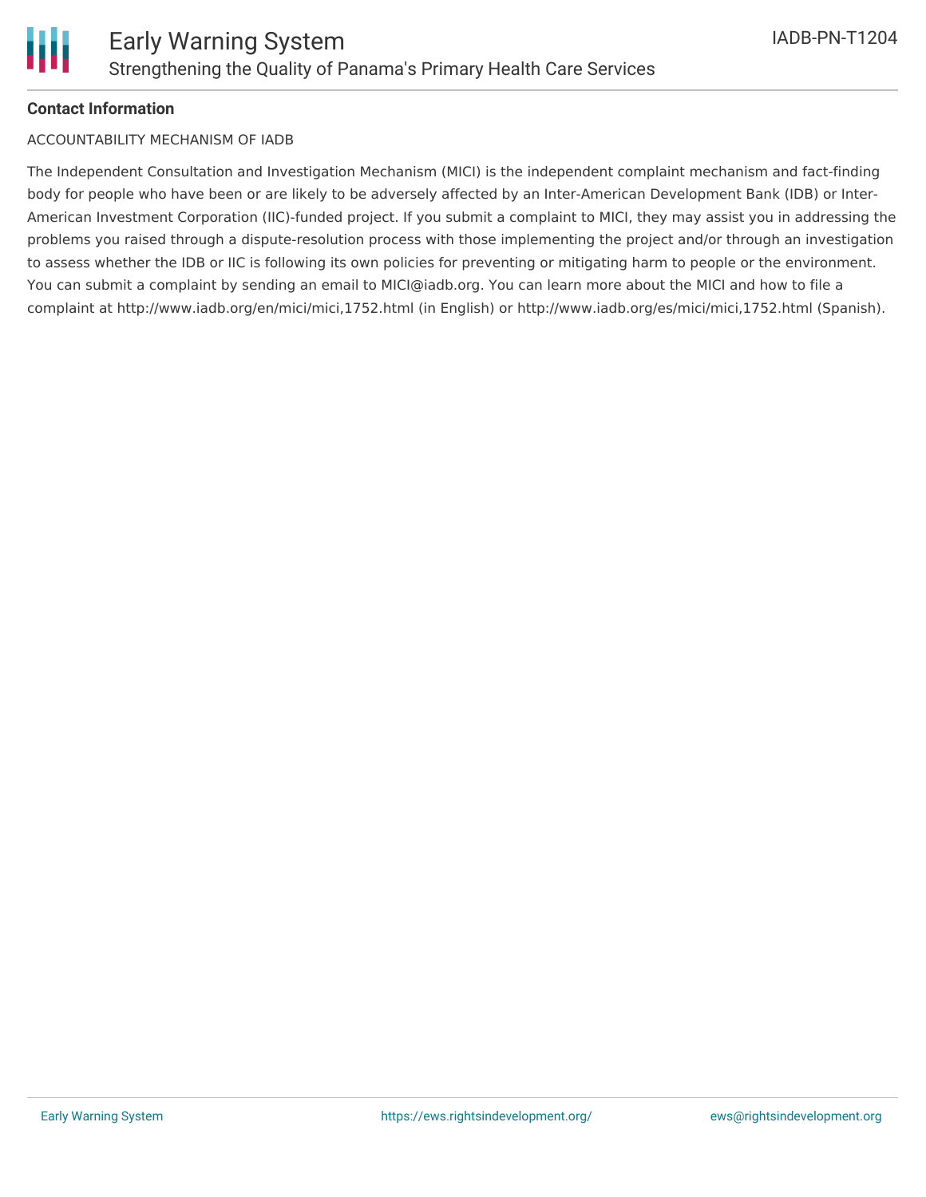**Contact Information**

ACCOUNTABILITY MECHANISM OF IADB

The Independent Consultation and Investigation Mechanism (MICI) is the independent complaint mechanism and fact-finding body for people who have been or are likely to be adversely affected by an Inter-American Development Bank (IDB) or Inter-American Investment Corporation (IIC)-funded project. If you submit a complaint to MICI, they may assist you in addressing the problems you raised through a dispute-resolution process with those implementing the project and/or through an investigation to assess whether the IDB or IIC is following its own policies for preventing or mitigating harm to people or the environment. You can submit a complaint by sending an email to MICI@iadb.org. You can learn more about the MICI and how to file a complaint at http://www.iadb.org/en/mici/mici,1752.html (in English) or http://www.iadb.org/es/mici/mici,1752.html (Spanish).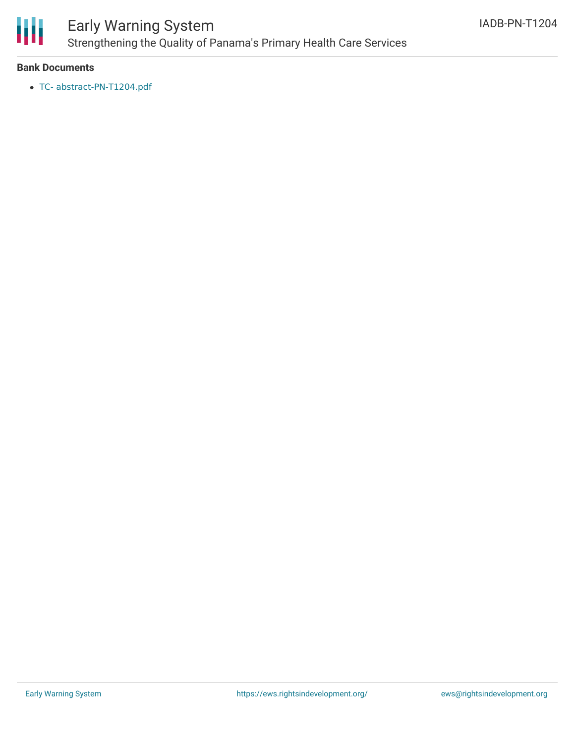**Bank Documents**

- TC- abstract-PN-T1204.pdf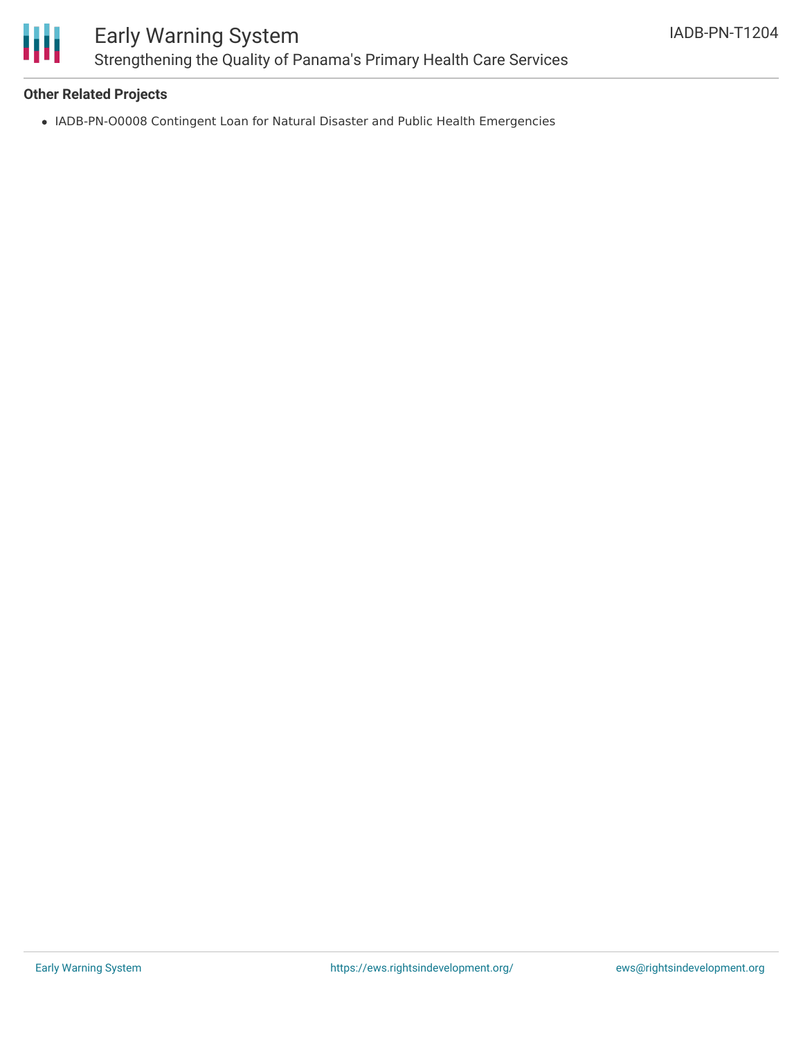**Other Related Projects**

- IADB-PN-O0008 Contingent Loan for Natural Disaster and Public Health Emergencies